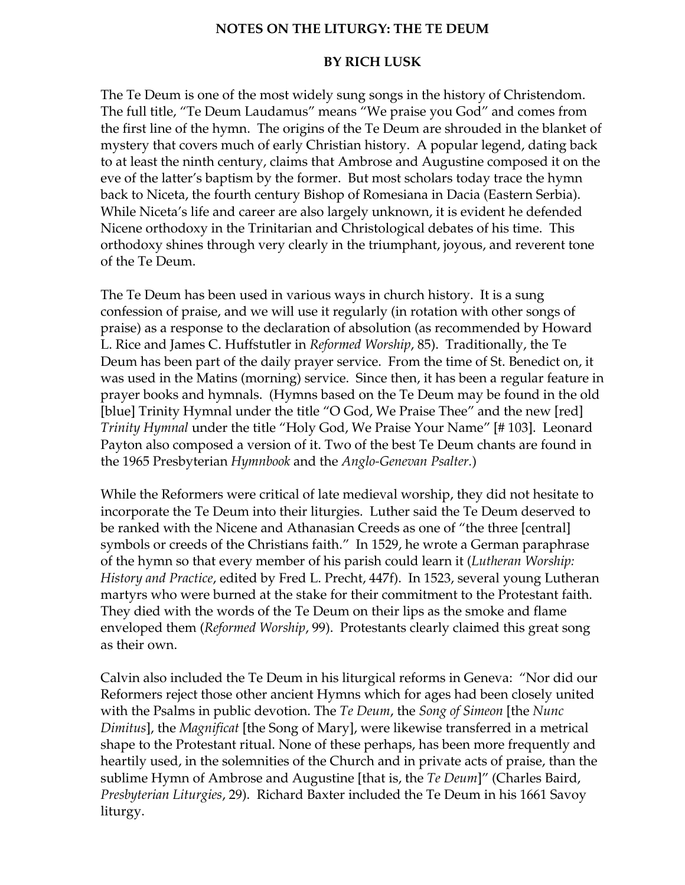# NOTES ON THE LITURGY: THE TE DEUM

## BY RICH LUSK

The Te Deum is one of the most widely sung songs in the history of Christendom. The full title, "Te Deum Laudamus" means "We praise you God" and comes from the first line of the hymn. The origins of the Te Deum are shrouded in the blanket of mystery that covers much of early Christian history. A popular legend, dating back to at least the ninth century, claims that Ambrose and Augustine composed it on the eve of the latter's baptism by the former. But most scholars today trace the hymn back to Niceta, the fourth century Bishop of Romesiana in Dacia (Eastern Serbia). While Niceta's life and career are also largely unknown, it is evident he defended Nicene orthodoxy in the Trinitarian and Christological debates of his time. This orthodoxy shines through very clearly in the triumphant, joyous, and reverent tone of the Te Deum.

The Te Deum has been used in various ways in church history. It is a sung confession of praise, and we will use it regularly (in rotation with other songs of praise) as a response to the declaration of absolution (as recommended by Howard L. Rice and James C. Huffstutler in *Reformed Worship*, 85). Traditionally, the Te Deum has been part of the daily prayer service. From the time of St. Benedict on, it was used in the Matins (morning) service. Since then, it has been a regular feature in prayer books and hymnals. (Hymns based on the Te Deum may be found in the old [blue] Trinity Hymnal under the title "O God, We Praise Thee" and the new [red] *Trinity Hymnal* under the title "Holy God, We Praise Your Name" [# 103]. Leonard Payton also composed a version of it. Two of the best Te Deum chants are found in the 1965 Presbyterian *Hymnbook* and the *Anglo-Genevan Psalter*.)

While the Reformers were critical of late medieval worship, they did not hesitate to incorporate the Te Deum into their liturgies. Luther said the Te Deum deserved to be ranked with the Nicene and Athanasian Creeds as one of "the three [central] symbols or creeds of the Christians faith." In 1529, he wrote a German paraphrase of the hymn so that every member of his parish could learn it (*Lutheran Worship: History and Practice*, edited by Fred L. Precht, 447f). In 1523, several young Lutheran martyrs who were burned at the stake for their commitment to the Protestant faith. They died with the words of the Te Deum on their lips as the smoke and flame enveloped them (*Reformed Worship*, 99). Protestants clearly claimed this great song as their own.

Calvin also included the Te Deum in his liturgical reforms in Geneva: "Nor did our Reformers reject those other ancient Hymns which for ages had been closely united with the Psalms in public devotion. The *Te Deum*, the *Song of Simeon* [the *Nunc Dimitus*], the *Magnificat* [the Song of Mary], were likewise transferred in a metrical shape to the Protestant ritual. None of these perhaps, has been more frequently and heartily used, in the solemnities of the Church and in private acts of praise, than the sublime Hymn of Ambrose and Augustine [that is, the *Te Deum*]" (Charles Baird, *Presbyterian Liturgies*, 29). Richard Baxter included the Te Deum in his 1661 Savoy liturgy.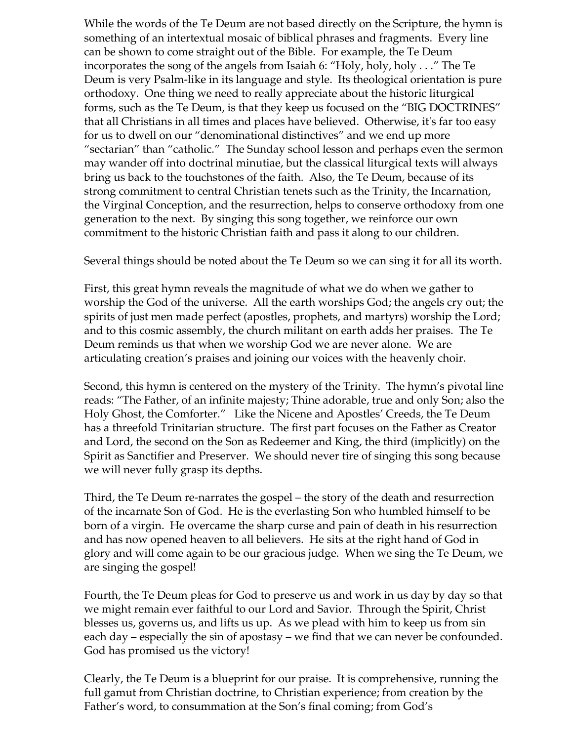While the words of the Te Deum are not based directly on the Scripture, the hymn is something of an intertextual mosaic of biblical phrases and fragments. Every line can be shown to come straight out of the Bible. For example, the Te Deum incorporates the song of the angels from Isaiah 6: "Holy, holy, holy . . ." The Te Deum is very Psalm-like in its language and style. Its theological orientation is pure orthodoxy. One thing we need to really appreciate about the historic liturgical forms, such as the Te Deum, is that they keep us focused on the "BIG DOCTRINES" that all Christians in all times and places have believed. Otherwise, it's far too easy for us to dwell on our "denominational distinctives" and we end up more "sectarian" than "catholic." The Sunday school lesson and perhaps even the sermon may wander off into doctrinal minutiae, but the classical liturgical texts will always bring us back to the touchstones of the faith. Also, the Te Deum, because of its strong commitment to central Christian tenets such as the Trinity, the Incarnation, the Virginal Conception, and the resurrection, helps to conserve orthodoxy from one generation to the next. By singing this song together, we reinforce our own commitment to the historic Christian faith and pass it along to our children.

Several things should be noted about the Te Deum so we can sing it for all its worth.

First, this great hymn reveals the magnitude of what we do when we gather to worship the God of the universe. All the earth worships God; the angels cry out; the spirits of just men made perfect (apostles, prophets, and martyrs) worship the Lord; and to this cosmic assembly, the church militant on earth adds her praises. The Te Deum reminds us that when we worship God we are never alone. We are articulating creation's praises and joining our voices with the heavenly choir.

Second, this hymn is centered on the mystery of the Trinity. The hymn's pivotal line reads: "The Father, of an infinite majesty; Thine adorable, true and only Son; also the Holy Ghost, the Comforter." Like the Nicene and Apostles' Creeds, the Te Deum has a threefold Trinitarian structure. The first part focuses on the Father as Creator and Lord, the second on the Son as Redeemer and King, the third (implicitly) on the Spirit as Sanctifier and Preserver. We should never tire of singing this song because we will never fully grasp its depths.

Third, the Te Deum re-narrates the gospel – the story of the death and resurrection of the incarnate Son of God. He is the everlasting Son who humbled himself to be born of a virgin. He overcame the sharp curse and pain of death in his resurrection and has now opened heaven to all believers. He sits at the right hand of God in glory and will come again to be our gracious judge. When we sing the Te Deum, we are singing the gospel!

Fourth, the Te Deum pleas for God to preserve us and work in us day by day so that we might remain ever faithful to our Lord and Savior. Through the Spirit, Christ blesses us, governs us, and lifts us up. As we plead with him to keep us from sin each day – especially the sin of apostasy – we find that we can never be confounded. God has promised us the victory!

Clearly, the Te Deum is a blueprint for our praise. It is comprehensive, running the full gamut from Christian doctrine, to Christian experience; from creation by the Father's word, to consummation at the Son's final coming; from God's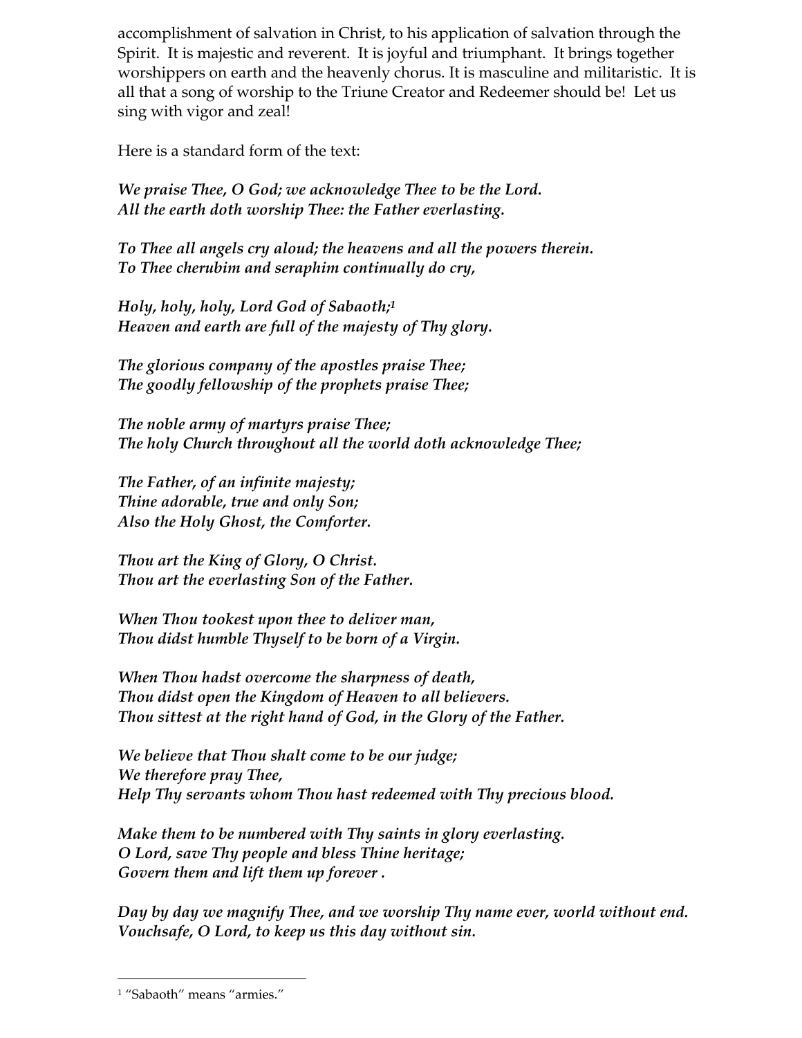accomplishment of salvation in Christ, to his application of salvation through the Spirit. It is majestic and reverent. It is joyful and triumphant. It brings together worshippers on earth and the heavenly chorus. It is masculine and militaristic. It is all that a song of worship to the Triune Creator and Redeemer should be! Let us sing with vigor and zeal!

Here is a standard form of the text:

***We praise Thee, O God; we acknowledge Thee to be the Lord.***
***All the earth doth worship Thee: the Father everlasting.***

***To Thee all angels cry aloud; the heavens and all the powers therein.***
***To Thee cherubim and seraphim continually do cry,***

***Holy, holy, holy, Lord God of Sabaoth;*** [1]
***Heaven and earth are full of the majesty of Thy glory.***

***The glorious company of the apostles praise Thee;***
***The goodly fellowship of the prophets praise Thee;***

***The noble army of martyrs praise Thee;***
***The holy Church throughout all the world doth acknowledge Thee;***

***The Father, of an infinite majesty;***
***Thine adorable, true and only Son;***
***Also the Holy Ghost, the Comforter.***

***Thou art the King of Glory, O Christ.***
***Thou art the everlasting Son of the Father.***

***When Thou tookest upon thee to deliver man,***
***Thou didst humble Thyself to be born of a Virgin.***

***When Thou hadst overcome the sharpness of death,***
***Thou didst open the Kingdom of Heaven to all believers.***
***Thou sittest at the right hand of God, in the Glory of the Father.***

***We believe that Thou shalt come to be our judge;***
***We therefore pray Thee,***
***Help Thy servants whom Thou hast redeemed with Thy precious blood.***

***Make them to be numbered with Thy saints in glory everlasting.***
***O Lord, save Thy people and bless Thine heritage;***
***Govern them and lift them up forever .***

***Day by day we magnify Thee, and we worship Thy name ever, world without end.***
***Vouchsafe, O Lord, to keep us this day without sin.***

---

[1] "Sabaoth" means "armies."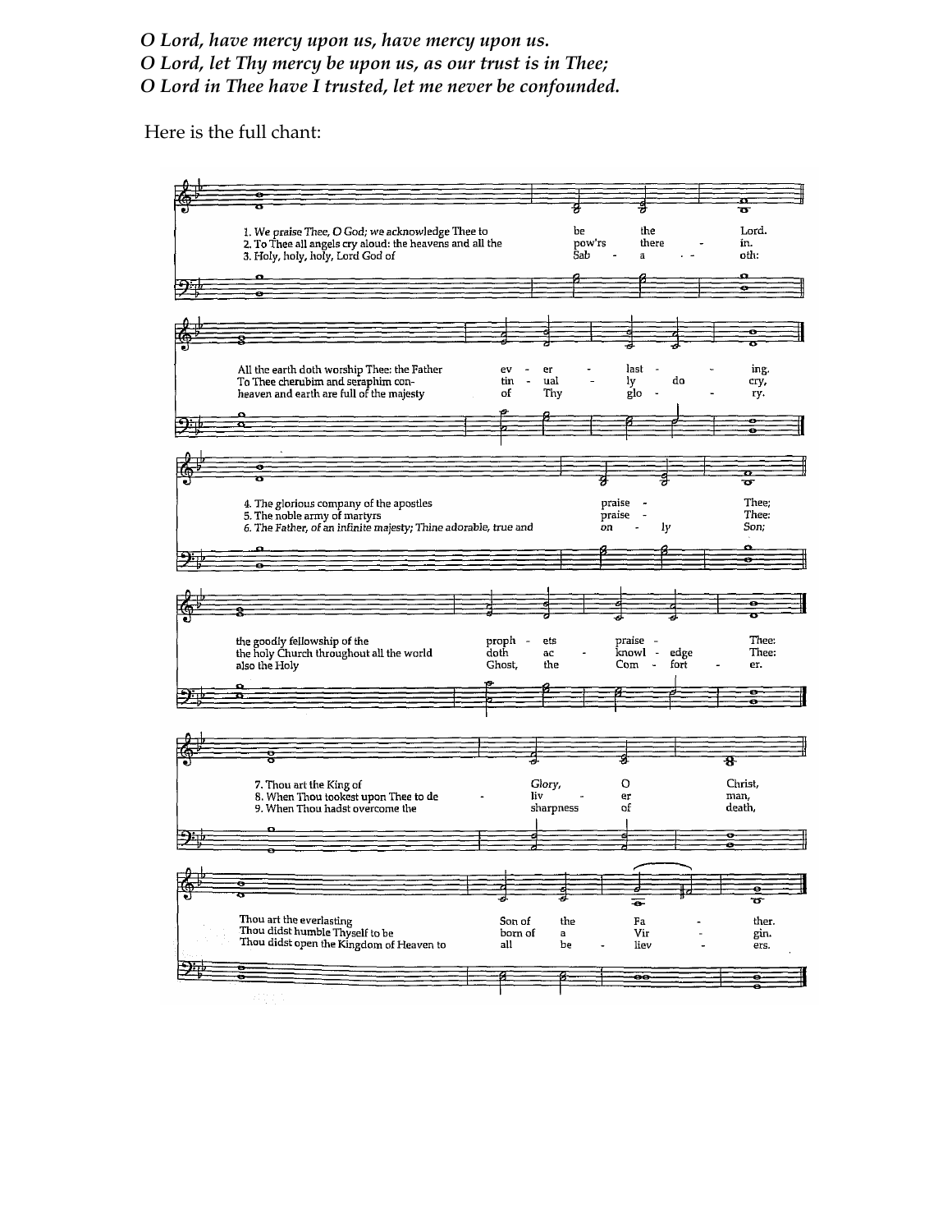*O Lord, have mercy upon us, have mercy upon us.*
*O Lord, let Thy mercy be upon us, as our trust is in Thee;*
*O Lord in Thee have I trusted, let me never be confounded.*

Here is the full chant:

1. We praise Thee, O God; we acknowledge Thee to be the Lord.
2. To Thee all angels cry aloud: the heavens and all the pow'rs there - in.
3. Holy, holy, holy, Lord God of Sab - a - oth:

All the earth doth worship Thee: the Father ev - er - last - ing.
To Thee cherubim and seraphim con- tin - ual - ly do cry,
heaven and earth are full of the majesty of Thy glo - ry.

4. The glorious company of the apostles praise - Thee;
5. The noble army of martyrs praise - Thee:
6. The Father, of an infinite majesty; Thine adorable, true and on - ly Son;

the goodly fellowship of the proph - ets praise - Thee:
the holy Church throughout all the world doth ac - knowl - edge Thee:
also the Holy Ghost, the Com - fort - er.

7. Thou art the King of Glory, O Christ,
8. When Thou tookest upon Thee to de - liv - er man,
9. When Thou hadst overcome the sharpness of death,

Thou art the everlasting Son of the Fa - ther.
Thou didst humble Thyself to be born of a Vir - gin.
Thou didst open the Kingdom of Heaven to all be - liev - ers.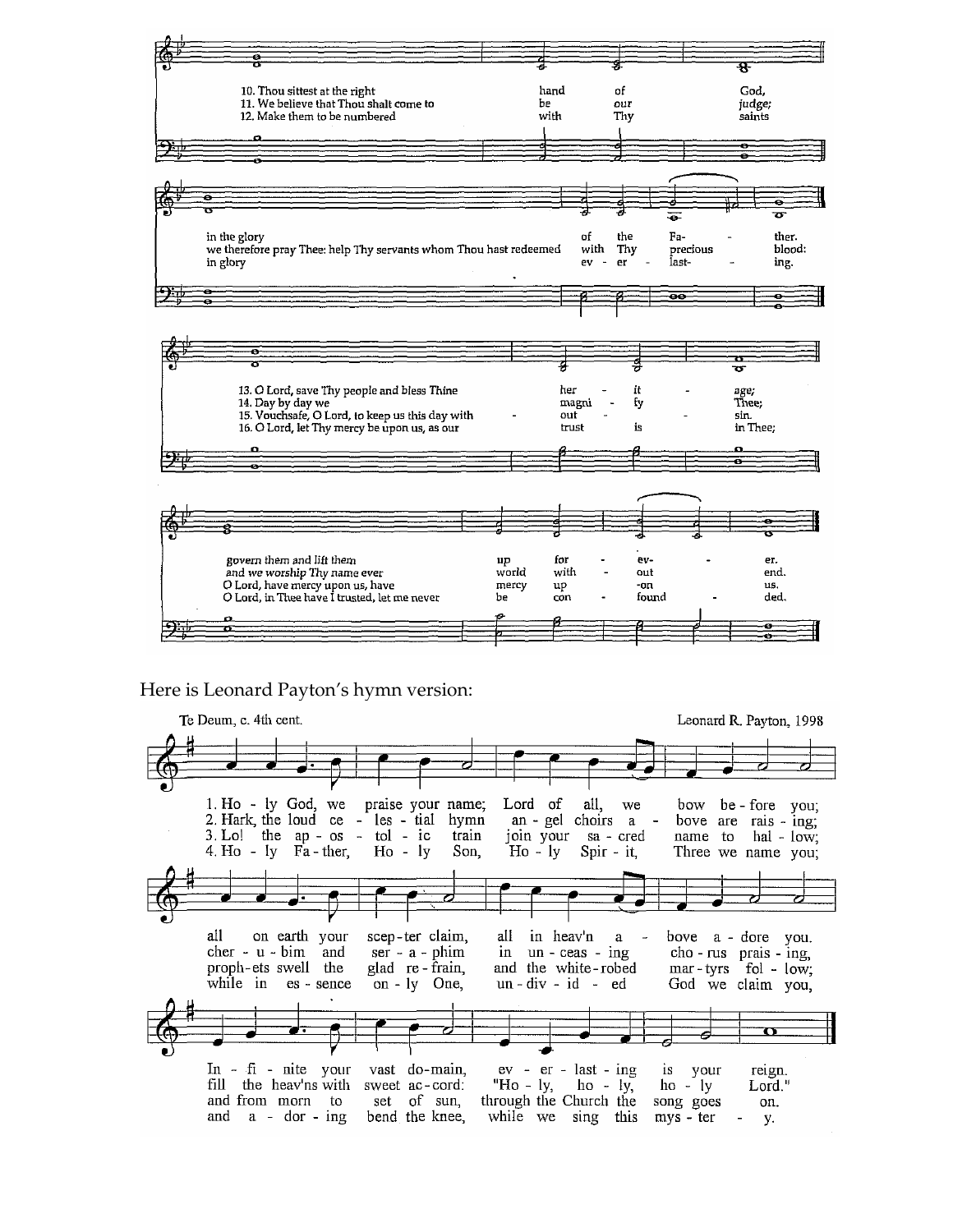10. Thou sittest at the right hand of God,
11. We believe that Thou shalt come to be our *judge;*
12. Make them to be numbered with Thy saints

in the glory of the Fa- ther.
we therefore pray Thee: help Thy servants whom Thou hast redeemed with Thy precious blood:
in glory ev - er - last- ing.

13. O Lord, save Thy people and bless Thine her - it - age;
14. Day by day we magni - fy Thee;
15. Vouchsafe, O Lord, to keep us this day with - out - sin.
16. O Lord, let Thy mercy be upon us, as our trust is in Thee;

*govern them and lift them* up for - ev- er.
and we *worship* Thy name ever world with - out end.
O Lord, have mercy upon us, have mercy up -on us.
O Lord, in Thee have I trusted, let me never be con - found - ed.

Here is Leonard Payton's hymn version:

Te Deum, c. 4th cent. Leonard R. Payton, 1998

1. Ho - ly God, we praise your name; Lord of all, we bow be - fore you;
2. Hark, the loud ce - les - tial hymn an - gel choirs a - bove are rais - ing;
3. Lo! the ap - os - tol - ic train join your sa - cred name to hal - low;
4. Ho - ly Fa - ther, Ho - ly Son, Ho - ly Spir - it, Three we name you;

all on earth your scep - ter claim, all in heav'n a - bove a - dore you.
cher - u - bim and ser - a - phim in un - ceas - ing cho - rus prais - ing,
proph - ets swell the glad re - frain, and the white - robed mar - tyrs fol - low;
while in es - sence on - ly One, un - div - id - ed God we claim you,

In - fi - nite your vast do - main, ev - er - last - ing is your reign.
fill the heav'ns with sweet ac - cord: "Ho - ly, ho - ly, ho - ly Lord."
and from morn to set of sun, through the Church the song goes on.
and a - dor - ing bend the knee, while we sing this mys - ter - y.